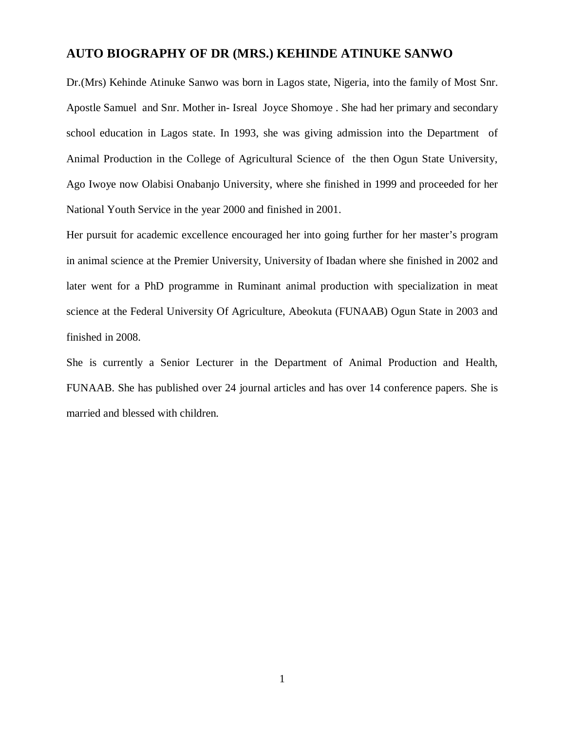## AUTO BIOGRAPHY OF DR (MRS.) KEHINDE ATINUKE SANWO

Dr.(Mrs) Kehinde Atinuke Sanwo was born in Lagos state, Nigeria, into the family of Most Snr. Apostle Samuel and Snr. Mother in- Isreal Joyce Shomoye . She had her primary and secondary school education in Lagos state. In 1993, she was giving admission into the Department of Animal Production in the College of Agricultural Science of the then Ogun State University, Ago Iwoye now Olabisi Onabanjo University, where she finished in 1999 and proceeded for her National Youth Service in the year 2000 and finished in 2001.

Her pursuit for academic excellence encouraged her into going further for her master's program in animal science at the Premier University, University of Ibadan where she finished in 2002 and later went for a PhD programme in Ruminant animal production with specialization in meat science at the Federal University Of Agriculture, Abeokuta (FUNAAB) Ogun State in 2003 and finished in 2008.

She is currently a Senior Lecturer in the Department of Animal Production and Health, FUNAAB. She has published over 24 journal articles and has over 14 conference papers. She is married and blessed with children.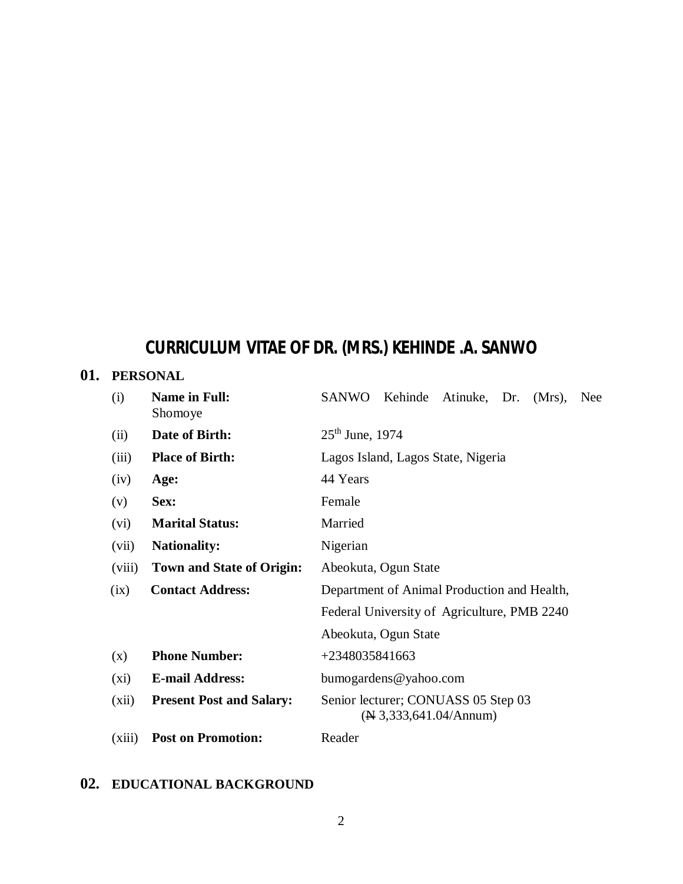# CURRICULUM VITAE OF DR. (MRS.) KEHINDE .A. SANWO

## 01. PERSONAL

| | | |
|---|---|---|
| (i) | **Name in Full:** | SANWO Kehinde Atinuke, Dr. (Mrs), Nee Shomoye |
| (ii) | **Date of Birth:** | 25th June, 1974 |
| (iii) | **Place of Birth:** | Lagos Island, Lagos State, Nigeria |
| (iv) | **Age:** | 44 Years |
| (v) | **Sex:** | Female |
| (vi) | **Marital Status:** | Married |
| (vii) | **Nationality:** | Nigerian |
| (viii) | **Town and State of Origin:** | Abeokuta, Ogun State |
| (ix) | **Contact Address:** | Department of Animal Production and Health, Federal University of Agriculture, PMB 2240 Abeokuta, Ogun State |
| (x) | **Phone Number:** | +2348035841663 |
| (xi) | **E-mail Address:** | bumogardens@yahoo.com |
| (xii) | **Present Post and Salary:** | Senior lecturer; CONUASS 05 Step 03 (₦ 3,333,641.04/Annum) |
| (xiii) | **Post on Promotion:** | Reader |

## 02. EDUCATIONAL BACKGROUND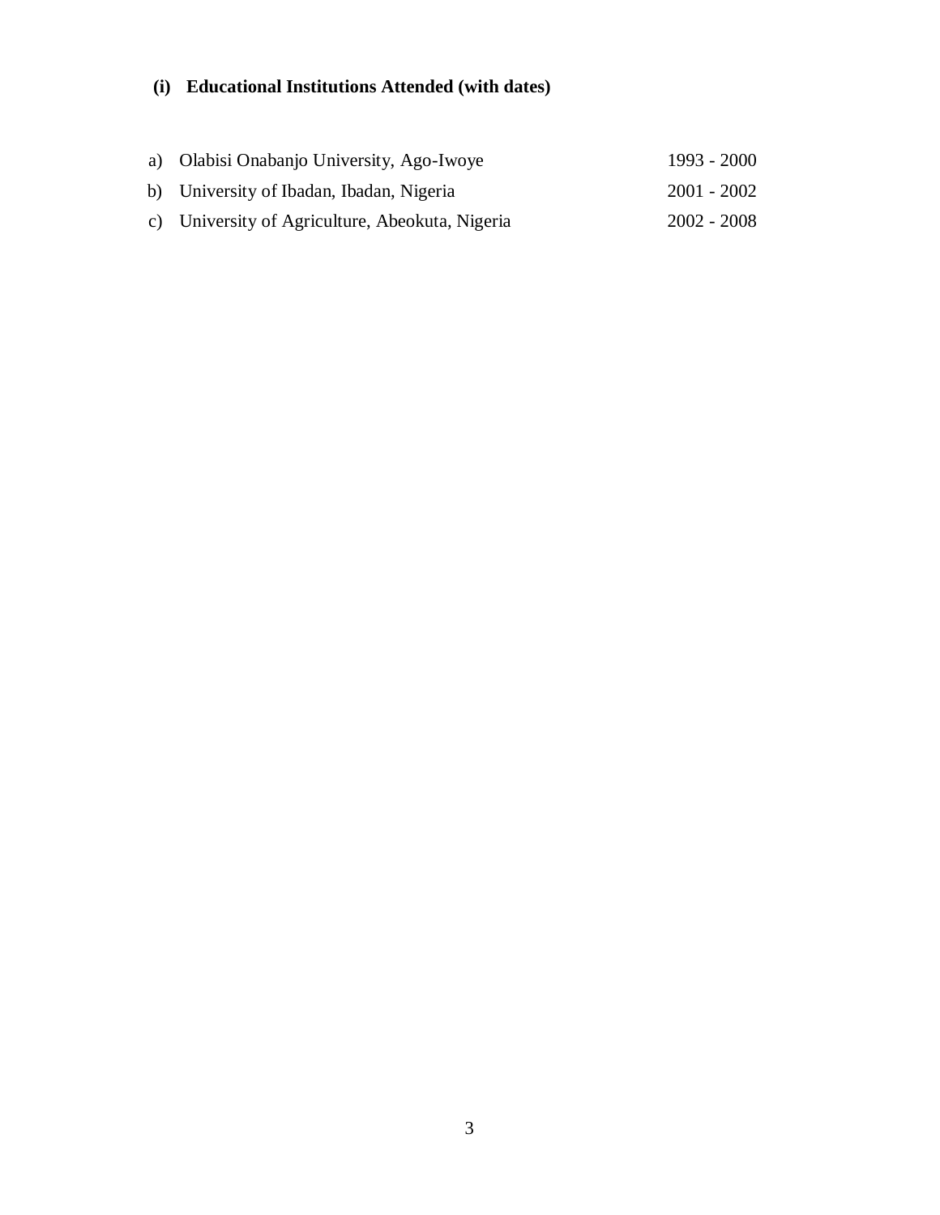**(i) Educational Institutions Attended (with dates)**

a) Olabisi Onabanjo University, Ago-Iwoye 1993 - 2000

b) University of Ibadan, Ibadan, Nigeria 2001 - 2002

c) University of Agriculture, Abeokuta, Nigeria 2002 - 2008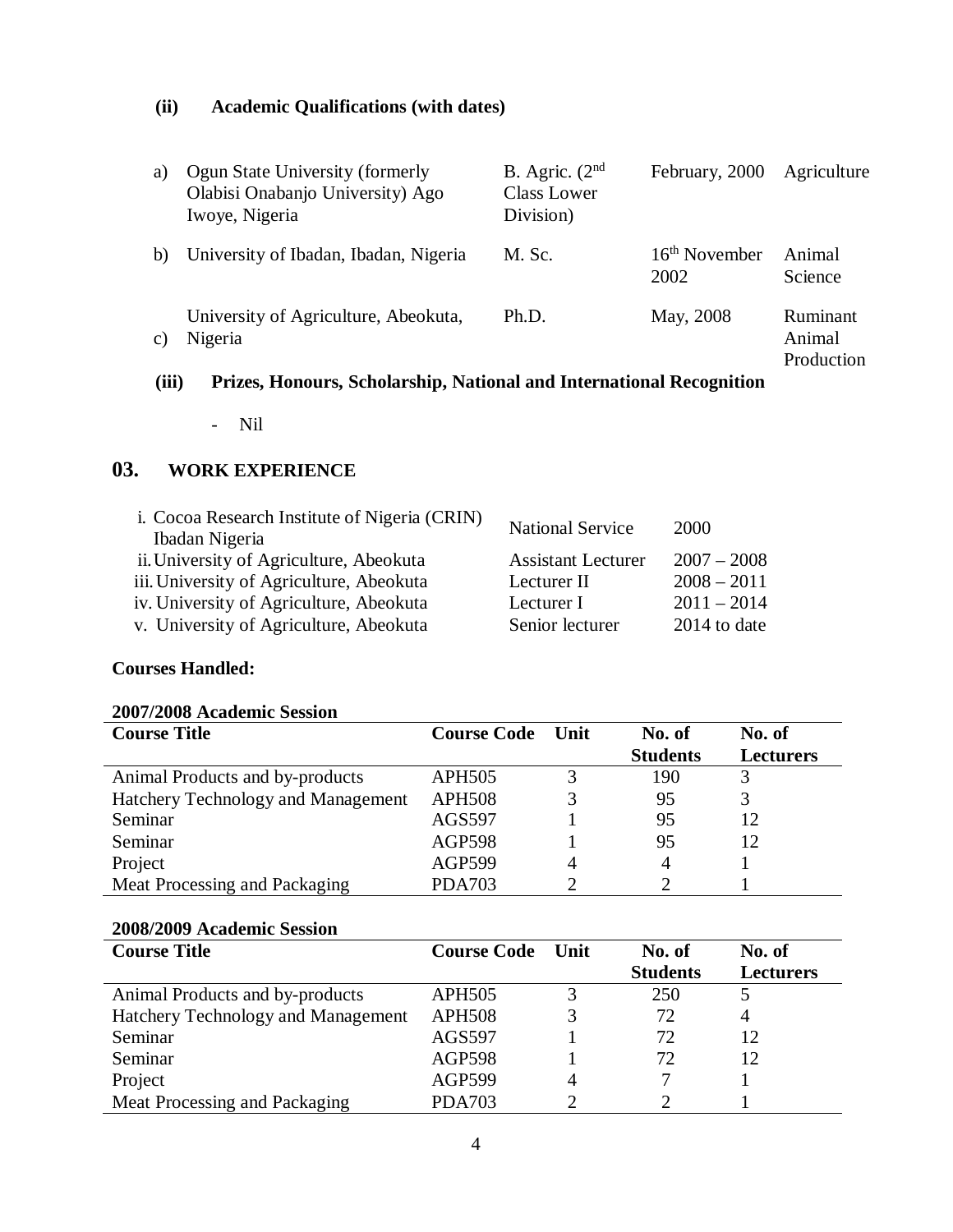**(ii) Academic Qualifications (with dates)**

| | | | | |
|---|---|---|---|---|
| a) | Ogun State University (formerly Olabisi Onabanjo University) Ago Iwoye, Nigeria | B. Agric. (2nd Class Lower Division) | February, 2000 | Agriculture |
| b) | University of Ibadan, Ibadan, Nigeria | M. Sc. | 16th November 2002 | Animal Science |
| c) | University of Agriculture, Abeokuta, Nigeria | Ph.D. | May, 2008 | Ruminant Animal Production |

**(iii) Prizes, Honours, Scholarship, National and International Recognition**

- Nil

## 03. WORK EXPERIENCE

| | | |
|---|---|---|
| i. Cocoa Research Institute of Nigeria (CRIN) Ibadan Nigeria | National Service | 2000 |
| ii. University of Agriculture, Abeokuta | Assistant Lecturer | 2007 – 2008 |
| iii. University of Agriculture, Abeokuta | Lecturer II | 2008 – 2011 |
| iv. University of Agriculture, Abeokuta | Lecturer I | 2011 – 2014 |
| v. University of Agriculture, Abeokuta | Senior lecturer | 2014 to date |

**Courses Handled:**

**2007/2008 Academic Session**

| Course Title | Course Code | Unit | No. of Students | No. of Lecturers |
|---|---|---|---|---|
| Animal Products and by-products | APH505 | 3 | 190 | 3 |
| Hatchery Technology and Management | APH508 | 3 | 95 | 3 |
| Seminar | AGS597 | 1 | 95 | 12 |
| Seminar | AGP598 | 1 | 95 | 12 |
| Project | AGP599 | 4 | 4 | 1 |
| Meat Processing and Packaging | PDA703 | 2 | 2 | 1 |

**2008/2009 Academic Session**

| Course Title | Course Code | Unit | No. of Students | No. of Lecturers |
|---|---|---|---|---|
| Animal Products and by-products | APH505 | 3 | 250 | 5 |
| Hatchery Technology and Management | APH508 | 3 | 72 | 4 |
| Seminar | AGS597 | 1 | 72 | 12 |
| Seminar | AGP598 | 1 | 72 | 12 |
| Project | AGP599 | 4 | 7 | 1 |
| Meat Processing and Packaging | PDA703 | 2 | 2 | 1 |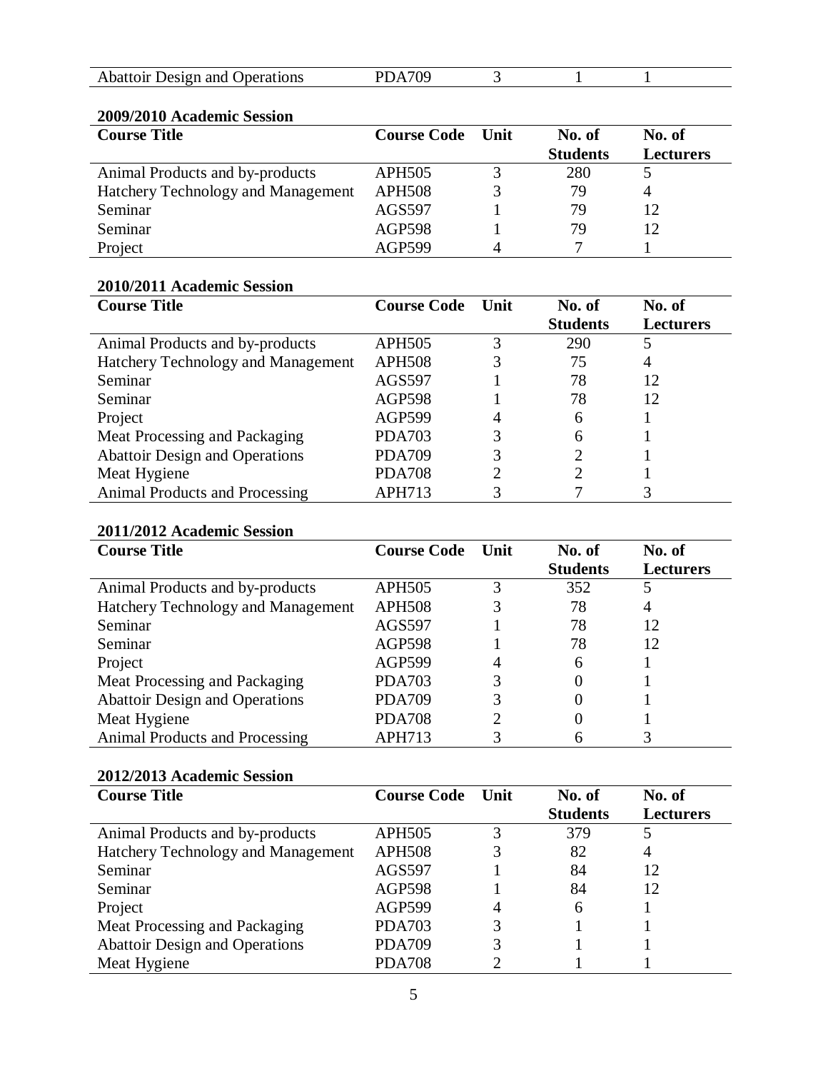| Abattoir Design and Operations | PDA709 | 3 | 1 | 1 |
|---|---|---|---|---|

**2009/2010 Academic Session**

| Course Title | Course Code | Unit | No. of Students | No. of Lecturers |
|---|---|---|---|---|
| Animal Products and by-products | APH505 | 3 | 280 | 5 |
| Hatchery Technology and Management | APH508 | 3 | 79 | 4 |
| Seminar | AGS597 | 1 | 79 | 12 |
| Seminar | AGP598 | 1 | 79 | 12 |
| Project | AGP599 | 4 | 7 | 1 |

**2010/2011 Academic Session**

| Course Title | Course Code | Unit | No. of Students | No. of Lecturers |
|---|---|---|---|---|
| Animal Products and by-products | APH505 | 3 | 290 | 5 |
| Hatchery Technology and Management | APH508 | 3 | 75 | 4 |
| Seminar | AGS597 | 1 | 78 | 12 |
| Seminar | AGP598 | 1 | 78 | 12 |
| Project | AGP599 | 4 | 6 | 1 |
| Meat Processing and Packaging | PDA703 | 3 | 6 | 1 |
| Abattoir Design and Operations | PDA709 | 3 | 2 | 1 |
| Meat Hygiene | PDA708 | 2 | 2 | 1 |
| Animal Products and Processing | APH713 | 3 | 7 | 3 |

**2011/2012 Academic Session**

| Course Title | Course Code | Unit | No. of Students | No. of Lecturers |
|---|---|---|---|---|
| Animal Products and by-products | APH505 | 3 | 352 | 5 |
| Hatchery Technology and Management | APH508 | 3 | 78 | 4 |
| Seminar | AGS597 | 1 | 78 | 12 |
| Seminar | AGP598 | 1 | 78 | 12 |
| Project | AGP599 | 4 | 6 | 1 |
| Meat Processing and Packaging | PDA703 | 3 | 0 | 1 |
| Abattoir Design and Operations | PDA709 | 3 | 0 | 1 |
| Meat Hygiene | PDA708 | 2 | 0 | 1 |
| Animal Products and Processing | APH713 | 3 | 6 | 3 |

**2012/2013 Academic Session**

| Course Title | Course Code | Unit | No. of Students | No. of Lecturers |
|---|---|---|---|---|
| Animal Products and by-products | APH505 | 3 | 379 | 5 |
| Hatchery Technology and Management | APH508 | 3 | 82 | 4 |
| Seminar | AGS597 | 1 | 84 | 12 |
| Seminar | AGP598 | 1 | 84 | 12 |
| Project | AGP599 | 4 | 6 | 1 |
| Meat Processing and Packaging | PDA703 | 3 | 1 | 1 |
| Abattoir Design and Operations | PDA709 | 3 | 1 | 1 |
| Meat Hygiene | PDA708 | 2 | 1 | 1 |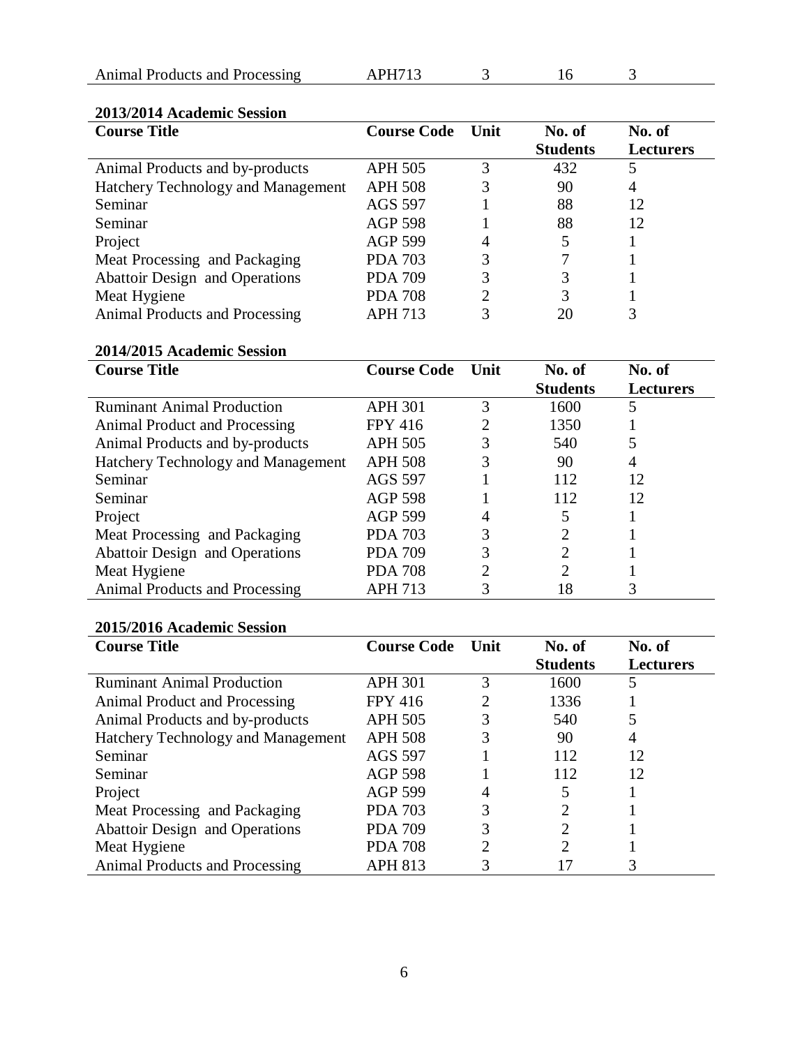| Animal Products and Processing | APH713 | 3 | 16 | 3 |
|---|---|---|---|---|

**2013/2014 Academic Session**

| Course Title | Course Code | Unit | No. of Students | No. of Lecturers |
|---|---|---|---|---|
| Animal Products and by-products | APH 505 | 3 | 432 | 5 |
| Hatchery Technology and Management | APH 508 | 3 | 90 | 4 |
| Seminar | AGS 597 | 1 | 88 | 12 |
| Seminar | AGP 598 | 1 | 88 | 12 |
| Project | AGP 599 | 4 | 5 | 1 |
| Meat Processing and Packaging | PDA 703 | 3 | 7 | 1 |
| Abattoir Design and Operations | PDA 709 | 3 | 3 | 1 |
| Meat Hygiene | PDA 708 | 2 | 3 | 1 |
| Animal Products and Processing | APH 713 | 3 | 20 | 3 |

**2014/2015 Academic Session**

| Course Title | Course Code | Unit | No. of Students | No. of Lecturers |
|---|---|---|---|---|
| Ruminant Animal Production | APH 301 | 3 | 1600 | 5 |
| Animal Product and Processing | FPY 416 | 2 | 1350 | 1 |
| Animal Products and by-products | APH 505 | 3 | 540 | 5 |
| Hatchery Technology and Management | APH 508 | 3 | 90 | 4 |
| Seminar | AGS 597 | 1 | 112 | 12 |
| Seminar | AGP 598 | 1 | 112 | 12 |
| Project | AGP 599 | 4 | 5 | 1 |
| Meat Processing and Packaging | PDA 703 | 3 | 2 | 1 |
| Abattoir Design and Operations | PDA 709 | 3 | 2 | 1 |
| Meat Hygiene | PDA 708 | 2 | 2 | 1 |
| Animal Products and Processing | APH 713 | 3 | 18 | 3 |

**2015/2016 Academic Session**

| Course Title | Course Code | Unit | No. of Students | No. of Lecturers |
|---|---|---|---|---|
| Ruminant Animal Production | APH 301 | 3 | 1600 | 5 |
| Animal Product and Processing | FPY 416 | 2 | 1336 | 1 |
| Animal Products and by-products | APH 505 | 3 | 540 | 5 |
| Hatchery Technology and Management | APH 508 | 3 | 90 | 4 |
| Seminar | AGS 597 | 1 | 112 | 12 |
| Seminar | AGP 598 | 1 | 112 | 12 |
| Project | AGP 599 | 4 | 5 | 1 |
| Meat Processing and Packaging | PDA 703 | 3 | 2 | 1 |
| Abattoir Design and Operations | PDA 709 | 3 | 2 | 1 |
| Meat Hygiene | PDA 708 | 2 | 2 | 1 |
| Animal Products and Processing | APH 813 | 3 | 17 | 3 |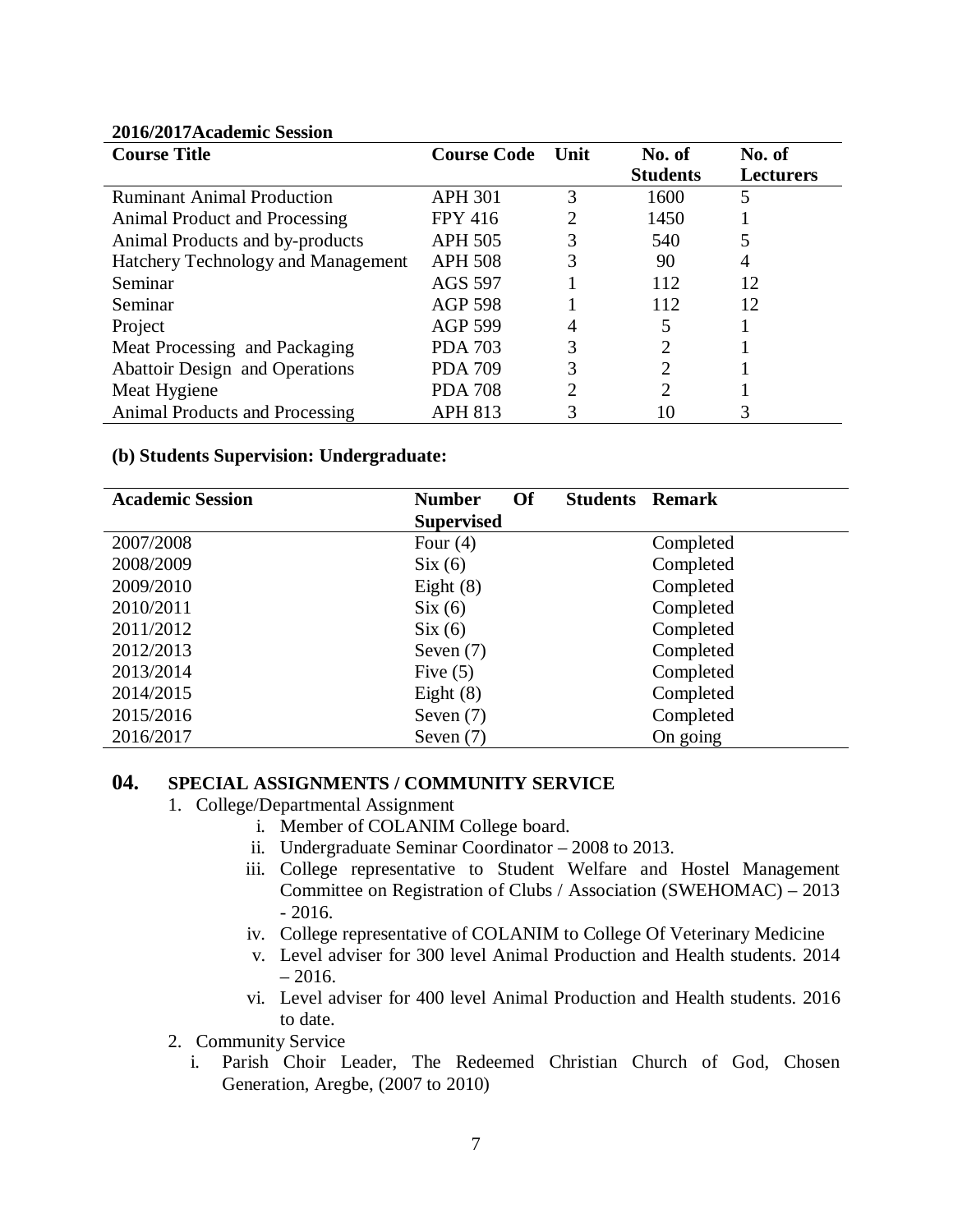**2016/2017Academic Session**

| Course Title | Course Code | Unit | No. of Students | No. of Lecturers |
|---|---|---|---|---|
| Ruminant Animal Production | APH 301 | 3 | 1600 | 5 |
| Animal Product and Processing | FPY 416 | 2 | 1450 | 1 |
| Animal Products and by-products | APH 505 | 3 | 540 | 5 |
| Hatchery Technology and Management | APH 508 | 3 | 90 | 4 |
| Seminar | AGS 597 | 1 | 112 | 12 |
| Seminar | AGP 598 | 1 | 112 | 12 |
| Project | AGP 599 | 4 | 5 | 1 |
| Meat Processing and Packaging | PDA 703 | 3 | 2 | 1 |
| Abattoir Design and Operations | PDA 709 | 3 | 2 | 1 |
| Meat Hygiene | PDA 708 | 2 | 2 | 1 |
| Animal Products and Processing | APH 813 | 3 | 10 | 3 |

**(b) Students Supervision: Undergraduate:**

| Academic Session | Number Of Students Supervised | Remark |
|---|---|---|
| 2007/2008 | Four (4) | Completed |
| 2008/2009 | Six (6) | Completed |
| 2009/2010 | Eight (8) | Completed |
| 2010/2011 | Six (6) | Completed |
| 2011/2012 | Six (6) | Completed |
| 2012/2013 | Seven (7) | Completed |
| 2013/2014 | Five (5) | Completed |
| 2014/2015 | Eight (8) | Completed |
| 2015/2016 | Seven (7) | Completed |
| 2016/2017 | Seven (7) | On going |

## 04. SPECIAL ASSIGNMENTS / COMMUNITY SERVICE

1. College/Departmental Assignment
   - i. Member of COLANIM College board.
   - ii. Undergraduate Seminar Coordinator – 2008 to 2013.
   - iii. College representative to Student Welfare and Hostel Management Committee on Registration of Clubs / Association (SWEHOMAC) – 2013 - 2016.
   - iv. College representative of COLANIM to College Of Veterinary Medicine
   - v. Level adviser for 300 level Animal Production and Health students. 2014 – 2016.
   - vi. Level adviser for 400 level Animal Production and Health students. 2016 to date.
2. Community Service
   - i. Parish Choir Leader, The Redeemed Christian Church of God, Chosen Generation, Aregbe, (2007 to 2010)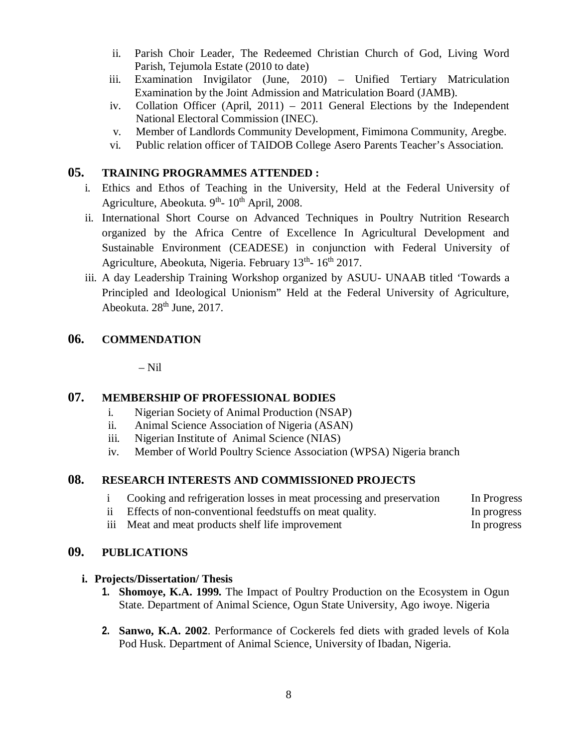ii. Parish Choir Leader, The Redeemed Christian Church of God, Living Word Parish, Tejumola Estate (2010 to date)
iii. Examination Invigilator (June, 2010) – Unified Tertiary Matriculation Examination by the Joint Admission and Matriculation Board (JAMB).
iv. Collation Officer (April, 2011) – 2011 General Elections by the Independent National Electoral Commission (INEC).
v. Member of Landlords Community Development, Fimimona Community, Aregbe.
vi. Public relation officer of TAIDOB College Asero Parents Teacher's Association.

## 05. TRAINING PROGRAMMES ATTENDED :

i. Ethics and Ethos of Teaching in the University, Held at the Federal University of Agriculture, Abeokuta. 9th- 10th April, 2008.
ii. International Short Course on Advanced Techniques in Poultry Nutrition Research organized by the Africa Centre of Excellence In Agricultural Development and Sustainable Environment (CEADESE) in conjunction with Federal University of Agriculture, Abeokuta, Nigeria. February 13th- 16th 2017.
iii. A day Leadership Training Workshop organized by ASUU- UNAAB titled 'Towards a Principled and Ideological Unionism" Held at the Federal University of Agriculture, Abeokuta. 28th June, 2017.

## 06. COMMENDATION

– Nil

## 07. MEMBERSHIP OF PROFESSIONAL BODIES

i. Nigerian Society of Animal Production (NSAP)
ii. Animal Science Association of Nigeria (ASAN)
iii. Nigerian Institute of Animal Science (NIAS)
iv. Member of World Poultry Science Association (WPSA) Nigeria branch

## 08. RESEARCH INTERESTS AND COMMISSIONED PROJECTS

| | | |
|---|---|---|
| i | Cooking and refrigeration losses in meat processing and preservation | In Progress |
| ii | Effects of non-conventional feedstuffs on meat quality. | In progress |
| iii | Meat and meat products shelf life improvement | In progress |

## 09. PUBLICATIONS

### i. Projects/Dissertation/ Thesis

1. **Shomoye, K.A. 1999.** The Impact of Poultry Production on the Ecosystem in Ogun State. Department of Animal Science, Ogun State University, Ago iwoye. Nigeria

2. **Sanwo, K.A. 2002**. Performance of Cockerels fed diets with graded levels of Kola Pod Husk. Department of Animal Science, University of Ibadan, Nigeria.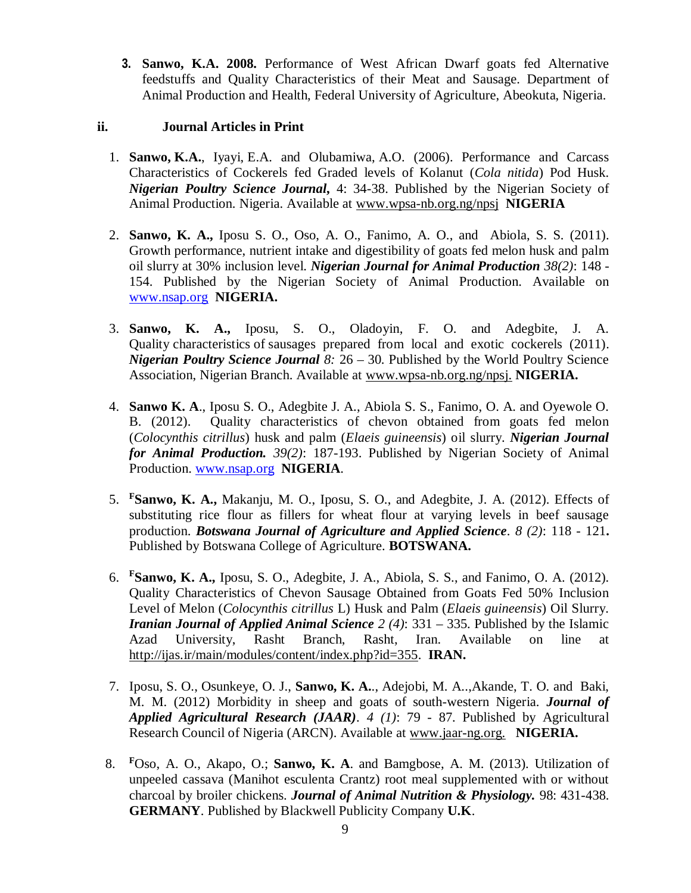3. **Sanwo, K.A. 2008.** Performance of West African Dwarf goats fed Alternative feedstuffs and Quality Characteristics of their Meat and Sausage. Department of Animal Production and Health, Federal University of Agriculture, Abeokuta, Nigeria.

**ii. Journal Articles in Print**

1. **Sanwo, K.A.**, Iyayi, E.A. and Olubamiwa, A.O. (2006). Performance and Carcass Characteristics of Cockerels fed Graded levels of Kolanut (*Cola nitida*) Pod Husk. ***Nigerian Poultry Science Journal,*** 4: 34-38. Published by the Nigerian Society of Animal Production. Nigeria. Available at www.wpsa-nb.org.ng/npsj **NIGERIA**

2. **Sanwo, K. A.,** Iposu S. O., Oso, A. O., Fanimo, A. O., and Abiola, S. S. (2011). Growth performance, nutrient intake and digestibility of goats fed melon husk and palm oil slurry at 30% inclusion level. ***Nigerian Journal for Animal Production*** *38(2)*: 148 - 154. Published by the Nigerian Society of Animal Production. Available on www.nsap.org **NIGERIA.**

3. **Sanwo, K. A.,** Iposu, S. O., Oladoyin, F. O. and Adegbite, J. A. Quality characteristics of sausages prepared from local and exotic cockerels (2011). ***Nigerian Poultry Science Journal*** *8:* 26 – 30. Published by the World Poultry Science Association, Nigerian Branch. Available at www.wpsa-nb.org.ng/npsj. **NIGERIA.**

4. **Sanwo K. A**., Iposu S. O., Adegbite J. A., Abiola S. S., Fanimo, O. A. and Oyewole O. B. (2012). Quality characteristics of chevon obtained from goats fed melon (*Colocynthis citrillus*) husk and palm (*Elaeis guineensis*) oil slurry. ***Nigerian Journal for Animal Production.*** *39(2)*: 187-193. Published by Nigerian Society of Animal Production. www.nsap.org **NIGERIA**.

5. [F]**Sanwo, K. A.,** Makanju, M. O., Iposu, S. O., and Adegbite, J. A. (2012). Effects of substituting rice flour as fillers for wheat flour at varying levels in beef sausage production. ***Botswana Journal of Agriculture and Applied Science***. *8 (2)*: 118 - 121**.** Published by Botswana College of Agriculture. **BOTSWANA.**

6. [F]**Sanwo, K. A.,** Iposu, S. O., Adegbite, J. A., Abiola, S. S., and Fanimo, O. A. (2012). Quality Characteristics of Chevon Sausage Obtained from Goats Fed 50% Inclusion Level of Melon (*Colocynthis citrillus* L) Husk and Palm (*Elaeis guineensis*) Oil Slurry. ***Iranian Journal of Applied Animal Science*** *2 (4)*: 331 – 335. Published by the Islamic Azad University, Rasht Branch, Rasht, Iran. Available on line at http://ijas.ir/main/modules/content/index.php?id=355. **IRAN.**

7. Iposu, S. O., Osunkeye, O. J., **Sanwo, K. A.**., Adejobi, M. A..,Akande, T. O. and Baki, M. M. (2012) Morbidity in sheep and goats of south-western Nigeria. ***Journal of Applied Agricultural Research (JAAR)***. *4 (1)*: 79 - 87. Published by Agricultural Research Council of Nigeria (ARCN). Available at www.jaar-ng.org. **NIGERIA.**

8. [F]Oso, A. O., Akapo, O.; **Sanwo, K. A**. and Bamgbose, A. M. (2013). Utilization of unpeeled cassava (Manihot esculenta Crantz) root meal supplemented with or without charcoal by broiler chickens. ***Journal of Animal Nutrition & Physiology.*** 98: 431-438. **GERMANY**. Published by Blackwell Publicity Company **U.K**.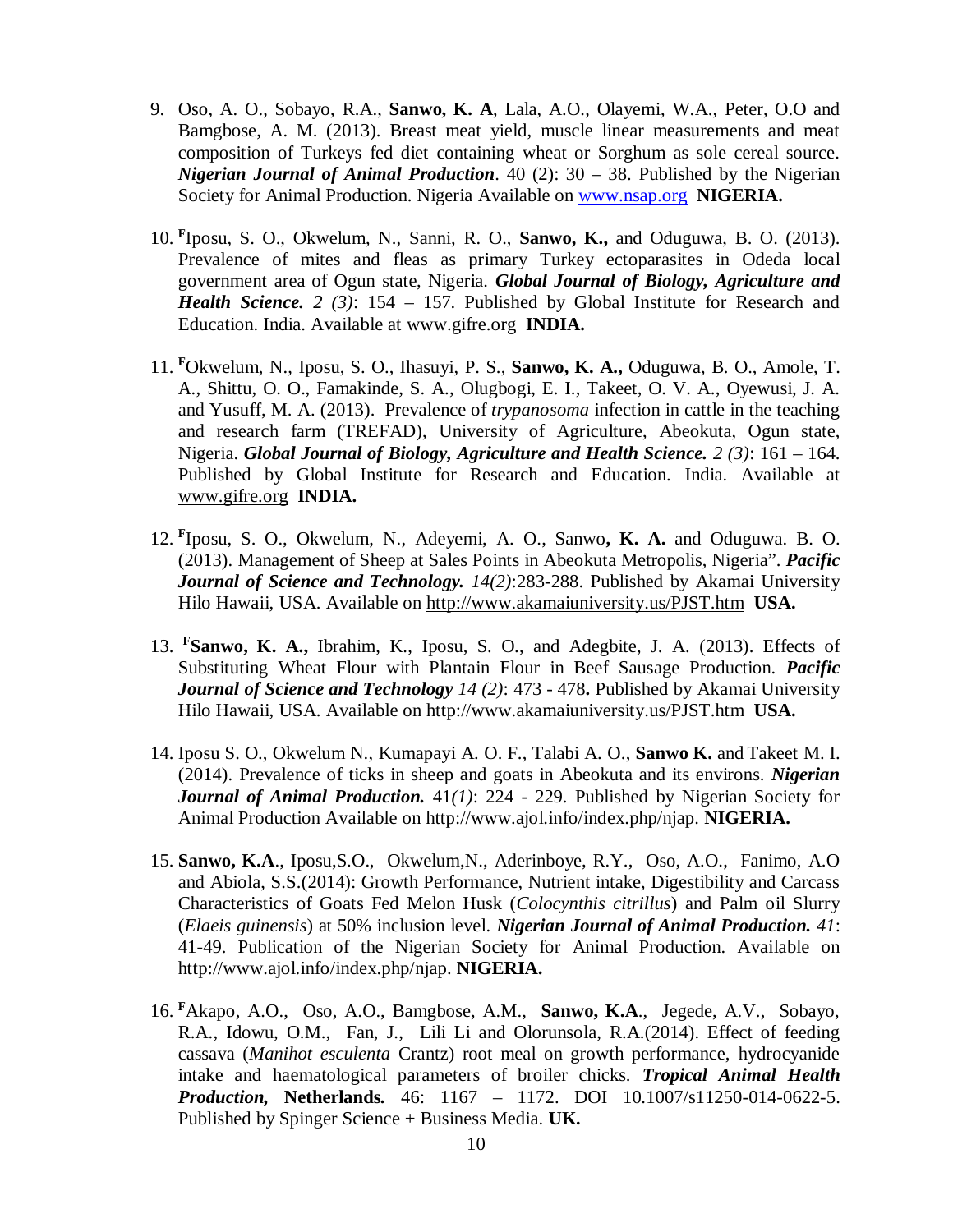9. Oso, A. O., Sobayo, R.A., **Sanwo, K. A**, Lala, A.O., Olayemi, W.A., Peter, O.O and Bamgbose, A. M. (2013). Breast meat yield, muscle linear measurements and meat composition of Turkeys fed diet containing wheat or Sorghum as sole cereal source. ***Nigerian Journal of Animal Production***. 40 (2): 30 – 38. Published by the Nigerian Society for Animal Production. Nigeria Available on www.nsap.org **NIGERIA.**

10. [F]Iposu, S. O., Okwelum, N., Sanni, R. O., **Sanwo, K.,** and Oduguwa, B. O. (2013). Prevalence of mites and fleas as primary Turkey ectoparasites in Odeda local government area of Ogun state, Nigeria. ***Global Journal of Biology, Agriculture and Health Science.*** *2 (3)*: 154 – 157. Published by Global Institute for Research and Education. India. Available at www.gifre.org **INDIA.**

11. [F]Okwelum, N., Iposu, S. O., Ihasuyi, P. S., **Sanwo, K. A.,** Oduguwa, B. O., Amole, T. A., Shittu, O. O., Famakinde, S. A., Olugbogi, E. I., Takeet, O. V. A., Oyewusi, J. A. and Yusuff, M. A. (2013). Prevalence of *trypanosoma* infection in cattle in the teaching and research farm (TREFAD), University of Agriculture, Abeokuta, Ogun state, Nigeria. ***Global Journal of Biology, Agriculture and Health Science.*** *2 (3)*: 161 – 164. Published by Global Institute for Research and Education. India. Available at www.gifre.org **INDIA.**

12. [F]Iposu, S. O., Okwelum, N., Adeyemi, A. O., Sanwo**, K. A.** and Oduguwa. B. O. (2013). Management of Sheep at Sales Points in Abeokuta Metropolis, Nigeria". ***Pacific Journal of Science and Technology.*** *14(2)*:283-288. Published by Akamai University Hilo Hawaii, USA. Available on http://www.akamaiuniversity.us/PJST.htm **USA.**

13. [F]**Sanwo, K. A.,** Ibrahim, K., Iposu, S. O., and Adegbite, J. A. (2013). Effects of Substituting Wheat Flour with Plantain Flour in Beef Sausage Production. ***Pacific Journal of Science and Technology*** *14 (2)*: 473 - 478**.** Published by Akamai University Hilo Hawaii, USA. Available on http://www.akamaiuniversity.us/PJST.htm **USA.**

14. Iposu S. O., Okwelum N., Kumapayi A. O. F., Talabi A. O., **Sanwo K.** and Takeet M. I. (2014). Prevalence of ticks in sheep and goats in Abeokuta and its environs. ***Nigerian Journal of Animal Production.*** 41*(1)*: 224 - 229. Published by Nigerian Society for Animal Production Available on http://www.ajol.info/index.php/njap. **NIGERIA.**

15. **Sanwo, K.A**., Iposu,S.O., Okwelum,N., Aderinboye, R.Y., Oso, A.O., Fanimo, A.O and Abiola, S.S.(2014): Growth Performance, Nutrient intake, Digestibility and Carcass Characteristics of Goats Fed Melon Husk (*Colocynthis citrillus*) and Palm oil Slurry (*Elaeis guinensis*) at 50% inclusion level. ***Nigerian Journal of Animal Production.*** *41*: 41-49. Publication of the Nigerian Society for Animal Production. Available on http://www.ajol.info/index.php/njap. **NIGERIA.**

16. [F]Akapo, A.O., Oso, A.O., Bamgbose, A.M., **Sanwo, K.A**., Jegede, A.V., Sobayo, R.A., Idowu, O.M., Fan, J., Lili Li and Olorunsola, R.A.(2014). Effect of feeding cassava (*Manihot esculenta* Crantz) root meal on growth performance, hydrocyanide intake and haematological parameters of broiler chicks. ***Tropical Animal Health Production,*** **Netherlands.** 46: 1167 – 1172. DOI 10.1007/s11250-014-0622-5. Published by Spinger Science + Business Media. **UK.**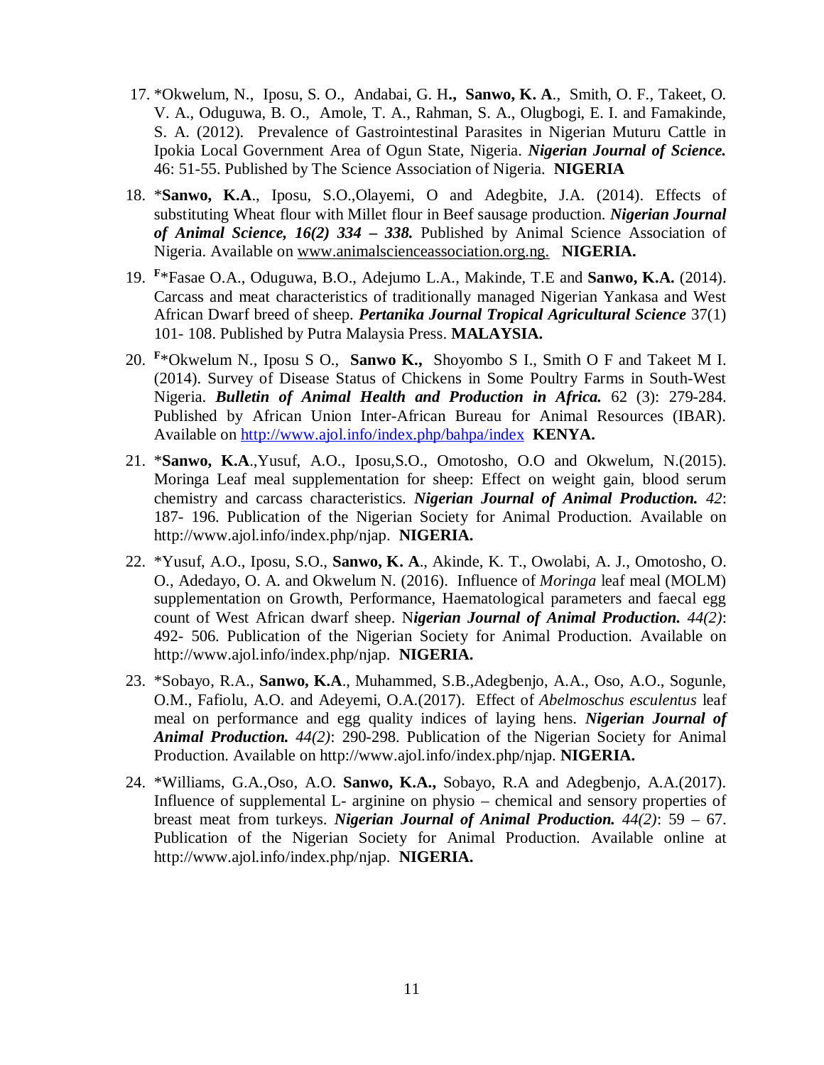17. *Okwelum, N., Iposu, S. O., Andabai, G. H**., Sanwo, K. A**., Smith, O. F., Takeet, O. V. A., Oduguwa, B. O., Amole, T. A., Rahman, S. A., Olugbogi, E. I. and Famakinde, S. A. (2012). Prevalence of Gastrointestinal Parasites in Nigerian Muturu Cattle in Ipokia Local Government Area of Ogun State, Nigeria. ***Nigerian Journal of Science.*** 46: 51-55. Published by The Science Association of Nigeria. **NIGERIA**

18. ***Sanwo, K.A**., Iposu, S.O.,Olayemi, O and Adegbite, J.A. (2014). Effects of substituting Wheat flour with Millet flour in Beef sausage production. ***Nigerian Journal of Animal Science, 16(2) 334 – 338.*** Published by Animal Science Association of Nigeria. Available on www.animalscienceassociation.org.ng. **NIGERIA.**

19. [F]*Fasae O.A., Oduguwa, B.O., Adejumo L.A., Makinde, T.E and **Sanwo, K.A.** (2014). Carcass and meat characteristics of traditionally managed Nigerian Yankasa and West African Dwarf breed of sheep. ***Pertanika Journal Tropical Agricultural Science*** 37(1) 101- 108. Published by Putra Malaysia Press. **MALAYSIA.**

20. [F]*Okwelum N., Iposu S O., **Sanwo K.,** Shoyombo S I., Smith O F and Takeet M I. (2014). Survey of Disease Status of Chickens in Some Poultry Farms in South-West Nigeria. ***Bulletin of Animal Health and Production in Africa.*** 62 (3): 279-284. Published by African Union Inter-African Bureau for Animal Resources (IBAR). Available on http://www.ajol.info/index.php/bahpa/index **KENYA.**

21. ***Sanwo, K.A**.,Yusuf, A.O., Iposu,S.O., Omotosho, O.O and Okwelum, N.(2015). Moringa Leaf meal supplementation for sheep: Effect on weight gain, blood serum chemistry and carcass characteristics. ***Nigerian Journal of Animal Production.*** *42*: 187- 196. Publication of the Nigerian Society for Animal Production. Available on http://www.ajol.info/index.php/njap. **NIGERIA.**

22. *Yusuf, A.O., Iposu, S.O., **Sanwo, K. A**., Akinde, K. T., Owolabi, A. J., Omotosho, O. O., Adedayo, O. A. and Okwelum N. (2016). Influence of *Moringa* leaf meal (MOLM) supplementation on Growth, Performance, Haematological parameters and faecal egg count of West African dwarf sheep. N***igerian Journal of Animal Production.*** *44(2)*: 492- 506. Publication of the Nigerian Society for Animal Production. Available on http://www.ajol.info/index.php/njap. **NIGERIA.**

23. *Sobayo, R.A., **Sanwo, K.A**., Muhammed, S.B.,Adegbenjo, A.A., Oso, A.O., Sogunle, O.M., Fafiolu, A.O. and Adeyemi, O.A.(2017). Effect of *Abelmoschus esculentus* leaf meal on performance and egg quality indices of laying hens. ***Nigerian Journal of Animal Production.*** *44(2)*: 290-298. Publication of the Nigerian Society for Animal Production. Available on http://www.ajol.info/index.php/njap. **NIGERIA.**

24. *Williams, G.A.,Oso, A.O. **Sanwo, K.A.,** Sobayo, R.A and Adegbenjo, A.A.(2017). Influence of supplemental L- arginine on physio – chemical and sensory properties of breast meat from turkeys. ***Nigerian Journal of Animal Production.*** *44(2)*: 59 – 67. Publication of the Nigerian Society for Animal Production. Available online at http://www.ajol.info/index.php/njap. **NIGERIA.**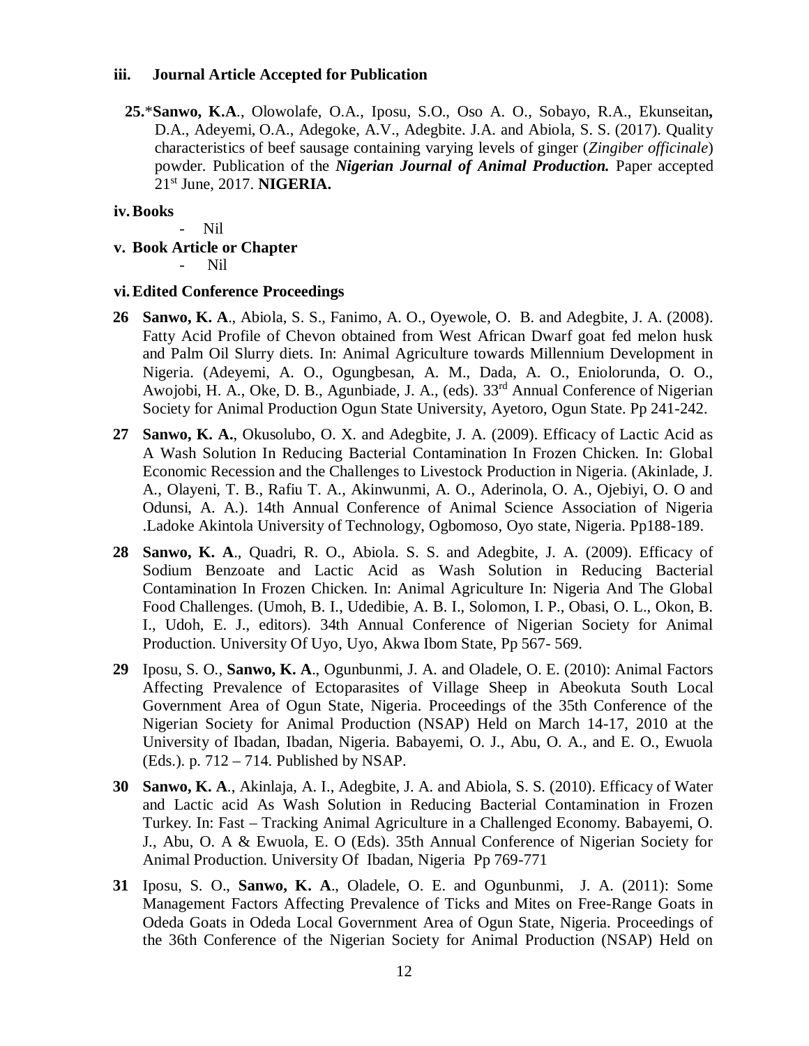### iii. Journal Article Accepted for Publication

**25.** \***Sanwo, K.A**., Olowolafe, O.A., Iposu, S.O., Oso A. O., Sobayo, R.A., Ekunseitan**,** D.A., Adeyemi, O.A., Adegoke, A.V., Adegbite. J.A. and Abiola, S. S. (2017). Quality characteristics of beef sausage containing varying levels of ginger (*Zingiber officinale*) powder. Publication of the ***Nigerian Journal of Animal Production.*** Paper accepted 21st June, 2017. **NIGERIA.**

### iv. Books

- Nil

### v. Book Article or Chapter

- Nil

### vi. Edited Conference Proceedings

**26** **Sanwo, K. A**., Abiola, S. S., Fanimo, A. O., Oyewole, O. B. and Adegbite, J. A. (2008). Fatty Acid Profile of Chevon obtained from West African Dwarf goat fed melon husk and Palm Oil Slurry diets. In: Animal Agriculture towards Millennium Development in Nigeria. (Adeyemi, A. O., Ogungbesan, A. M., Dada, A. O., Eniolorunda, O. O., Awojobi, H. A., Oke, D. B., Agunbiade, J. A., (eds). 33rd Annual Conference of Nigerian Society for Animal Production Ogun State University, Ayetoro, Ogun State. Pp 241-242.

**27** **Sanwo, K. A.**, Okusolubo, O. X. and Adegbite, J. A. (2009). Efficacy of Lactic Acid as A Wash Solution In Reducing Bacterial Contamination In Frozen Chicken. In: Global Economic Recession and the Challenges to Livestock Production in Nigeria. (Akinlade, J. A., Olayeni, T. B., Rafiu T. A., Akinwunmi, A. O., Aderinola, O. A., Ojebiyi, O. O and Odunsi, A. A.). 14th Annual Conference of Animal Science Association of Nigeria .Ladoke Akintola University of Technology, Ogbomoso, Oyo state, Nigeria. Pp188-189.

**28** **Sanwo, K. A**., Quadri, R. O., Abiola. S. S. and Adegbite, J. A. (2009). Efficacy of Sodium Benzoate and Lactic Acid as Wash Solution in Reducing Bacterial Contamination In Frozen Chicken. In: Animal Agriculture In: Nigeria And The Global Food Challenges. (Umoh, B. I., Udedibie, A. B. I., Solomon, I. P., Obasi, O. L., Okon, B. I., Udoh, E. J., editors). 34th Annual Conference of Nigerian Society for Animal Production. University Of Uyo, Uyo, Akwa Ibom State, Pp 567- 569.

**29** Iposu, S. O., **Sanwo, K. A**., Ogunbunmi, J. A. and Oladele, O. E. (2010): Animal Factors Affecting Prevalence of Ectoparasites of Village Sheep in Abeokuta South Local Government Area of Ogun State, Nigeria. Proceedings of the 35th Conference of the Nigerian Society for Animal Production (NSAP) Held on March 14-17, 2010 at the University of Ibadan, Ibadan, Nigeria. Babayemi, O. J., Abu, O. A., and E. O., Ewuola (Eds.). p. 712 – 714. Published by NSAP.

**30** **Sanwo, K. A**., Akinlaja, A. I., Adegbite, J. A. and Abiola, S. S. (2010). Efficacy of Water and Lactic acid As Wash Solution in Reducing Bacterial Contamination in Frozen Turkey. In: Fast – Tracking Animal Agriculture in a Challenged Economy. Babayemi, O. J., Abu, O. A & Ewuola, E. O (Eds). 35th Annual Conference of Nigerian Society for Animal Production. University Of Ibadan, Nigeria Pp 769-771

**31** Iposu, S. O., **Sanwo, K. A**., Oladele, O. E. and Ogunbunmi, J. A. (2011): Some Management Factors Affecting Prevalence of Ticks and Mites on Free-Range Goats in Odeda Goats in Odeda Local Government Area of Ogun State, Nigeria. Proceedings of the 36th Conference of the Nigerian Society for Animal Production (NSAP) Held on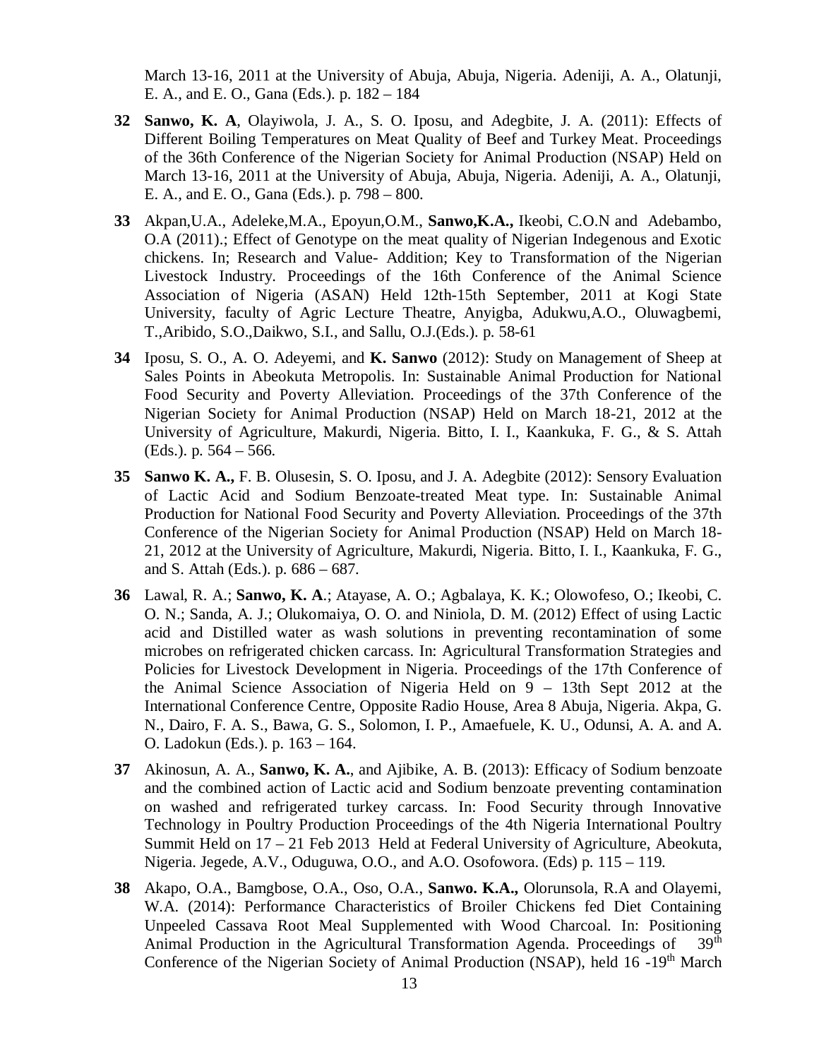March 13-16, 2011 at the University of Abuja, Abuja, Nigeria. Adeniji, A. A., Olatunji, E. A., and E. O., Gana (Eds.). p. 182 – 184

**32** **Sanwo, K. A**, Olayiwola, J. A., S. O. Iposu, and Adegbite, J. A. (2011): Effects of Different Boiling Temperatures on Meat Quality of Beef and Turkey Meat. Proceedings of the 36th Conference of the Nigerian Society for Animal Production (NSAP) Held on March 13-16, 2011 at the University of Abuja, Abuja, Nigeria. Adeniji, A. A., Olatunji, E. A., and E. O., Gana (Eds.). p. 798 – 800.

**33** Akpan,U.A., Adeleke,M.A., Epoyun,O.M., **Sanwo,K.A.,** Ikeobi, C.O.N and Adebambo, O.A (2011).; Effect of Genotype on the meat quality of Nigerian Indegenous and Exotic chickens. In; Research and Value- Addition; Key to Transformation of the Nigerian Livestock Industry. Proceedings of the 16th Conference of the Animal Science Association of Nigeria (ASAN) Held 12th-15th September, 2011 at Kogi State University, faculty of Agric Lecture Theatre, Anyigba, Adukwu,A.O., Oluwagbemi, T.,Aribido, S.O.,Daikwo, S.I., and Sallu, O.J.(Eds.). p. 58-61

**34** Iposu, S. O., A. O. Adeyemi, and **K. Sanwo** (2012): Study on Management of Sheep at Sales Points in Abeokuta Metropolis. In: Sustainable Animal Production for National Food Security and Poverty Alleviation. Proceedings of the 37th Conference of the Nigerian Society for Animal Production (NSAP) Held on March 18-21, 2012 at the University of Agriculture, Makurdi, Nigeria. Bitto, I. I., Kaankuka, F. G., & S. Attah (Eds.). p. 564 – 566.

**35** **Sanwo K. A.,** F. B. Olusesin, S. O. Iposu, and J. A. Adegbite (2012): Sensory Evaluation of Lactic Acid and Sodium Benzoate-treated Meat type. In: Sustainable Animal Production for National Food Security and Poverty Alleviation. Proceedings of the 37th Conference of the Nigerian Society for Animal Production (NSAP) Held on March 18-21, 2012 at the University of Agriculture, Makurdi, Nigeria. Bitto, I. I., Kaankuka, F. G., and S. Attah (Eds.). p. 686 – 687.

**36** Lawal, R. A.; **Sanwo, K. A**.; Atayase, A. O.; Agbalaya, K. K.; Olowofeso, O.; Ikeobi, C. O. N.; Sanda, A. J.; Olukomaiya, O. O. and Niniola, D. M. (2012) Effect of using Lactic acid and Distilled water as wash solutions in preventing recontamination of some microbes on refrigerated chicken carcass. In: Agricultural Transformation Strategies and Policies for Livestock Development in Nigeria. Proceedings of the 17th Conference of the Animal Science Association of Nigeria Held on 9 – 13th Sept 2012 at the International Conference Centre, Opposite Radio House, Area 8 Abuja, Nigeria. Akpa, G. N., Dairo, F. A. S., Bawa, G. S., Solomon, I. P., Amaefuele, K. U., Odunsi, A. A. and A. O. Ladokun (Eds.). p. 163 – 164.

**37** Akinosun, A. A., **Sanwo, K. A.**, and Ajibike, A. B. (2013): Efficacy of Sodium benzoate and the combined action of Lactic acid and Sodium benzoate preventing contamination on washed and refrigerated turkey carcass. In: Food Security through Innovative Technology in Poultry Production Proceedings of the 4th Nigeria International Poultry Summit Held on 17 – 21 Feb 2013 Held at Federal University of Agriculture, Abeokuta, Nigeria. Jegede, A.V., Oduguwa, O.O., and A.O. Osofowora. (Eds) p. 115 – 119.

**38** Akapo, O.A., Bamgbose, O.A., Oso, O.A., **Sanwo. K.A.,** Olorunsola, R.A and Olayemi, W.A. (2014): Performance Characteristics of Broiler Chickens fed Diet Containing Unpeeled Cassava Root Meal Supplemented with Wood Charcoal. In: Positioning Animal Production in the Agricultural Transformation Agenda. Proceedings of 39th Conference of the Nigerian Society of Animal Production (NSAP), held 16 -19th March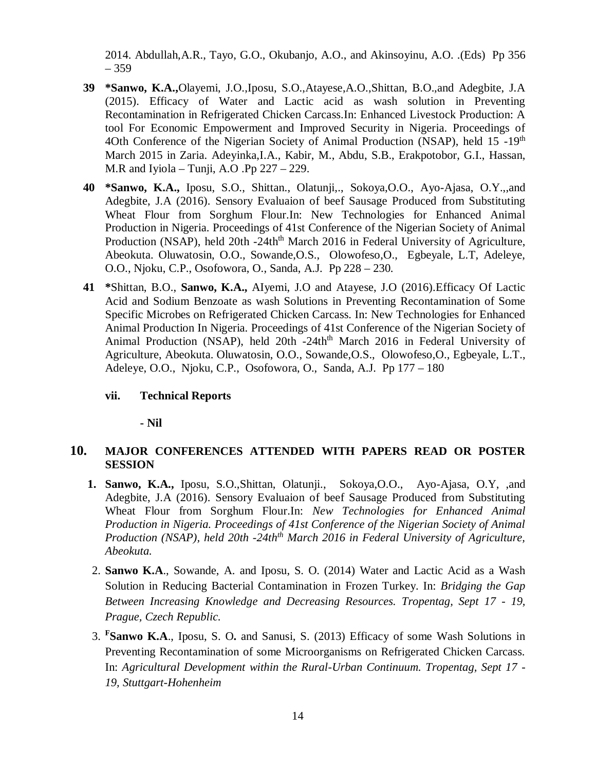2014. Abdullah,A.R., Tayo, G.O., Okubanjo, A.O., and Akinsoyinu, A.O. .(Eds) Pp 356 – 359

**39** **\*Sanwo, K.A.,**Olayemi, J.O.,Iposu, S.O.,Atayese,A.O.,Shittan, B.O.,and Adegbite, J.A (2015). Efficacy of Water and Lactic acid as wash solution in Preventing Recontamination in Refrigerated Chicken Carcass.In: Enhanced Livestock Production: A tool For Economic Empowerment and Improved Security in Nigeria. Proceedings of 4Oth Conference of the Nigerian Society of Animal Production (NSAP), held 15 -19th March 2015 in Zaria. Adeyinka,I.A., Kabir, M., Abdu, S.B., Erakpotobor, G.I., Hassan, M.R and Iyiola – Tunji, A.O .Pp 227 – 229.

**40** **\*Sanwo, K.A.,** Iposu, S.O., Shittan., Olatunji,., Sokoya,O.O., Ayo-Ajasa, O.Y.,,and Adegbite, J.A (2016). Sensory Evaluaion of beef Sausage Produced from Substituting Wheat Flour from Sorghum Flour.In: New Technologies for Enhanced Animal Production in Nigeria. Proceedings of 41st Conference of the Nigerian Society of Animal Production (NSAP), held 20th -24thth March 2016 in Federal University of Agriculture, Abeokuta. Oluwatosin, O.O., Sowande,O.S., Olowofeso,O., Egbeyale, L.T, Adeleye, O.O., Njoku, C.P., Osofowora, O., Sanda, A.J. Pp 228 – 230.

**41** **\***Shittan, B.O., **Sanwo, K.A.,** AIyemi, J.O and Atayese, J.O (2016).Efficacy Of Lactic Acid and Sodium Benzoate as wash Solutions in Preventing Recontamination of Some Specific Microbes on Refrigerated Chicken Carcass. In: New Technologies for Enhanced Animal Production In Nigeria. Proceedings of 41st Conference of the Nigerian Society of Animal Production (NSAP), held 20th -24thth March 2016 in Federal University of Agriculture, Abeokuta. Oluwatosin, O.O., Sowande,O.S., Olowofeso,O., Egbeyale, L.T., Adeleye, O.O., Njoku, C.P., Osofowora, O., Sanda, A.J. Pp 177 – 180

**vii. Technical Reports**

**- Nil**

## 10. MAJOR CONFERENCES ATTENDED WITH PAPERS READ OR POSTER SESSION

1. **Sanwo, K.A.,** Iposu, S.O.,Shittan, Olatunji., Sokoya,O.O., Ayo-Ajasa, O.Y, ,and Adegbite, J.A (2016). Sensory Evaluaion of beef Sausage Produced from Substituting Wheat Flour from Sorghum Flour.In: *New Technologies for Enhanced Animal Production in Nigeria. Proceedings of 41st Conference of the Nigerian Society of Animal Production (NSAP), held 20th -24thth March 2016 in Federal University of Agriculture, Abeokuta.*
2. **Sanwo K.A**., Sowande, A. and Iposu, S. O. (2014) Water and Lactic Acid as a Wash Solution in Reducing Bacterial Contamination in Frozen Turkey. In: *Bridging the Gap Between Increasing Knowledge and Decreasing Resources. Tropentag, Sept 17 - 19, Prague, Czech Republic.*
3. [F]**Sanwo K.A**., Iposu, S. O**.** and Sanusi, S. (2013) Efficacy of some Wash Solutions in Preventing Recontamination of some Microorganisms on Refrigerated Chicken Carcass. In: *Agricultural Development within the Rural-Urban Continuum. Tropentag, Sept 17 - 19, Stuttgart-Hohenheim*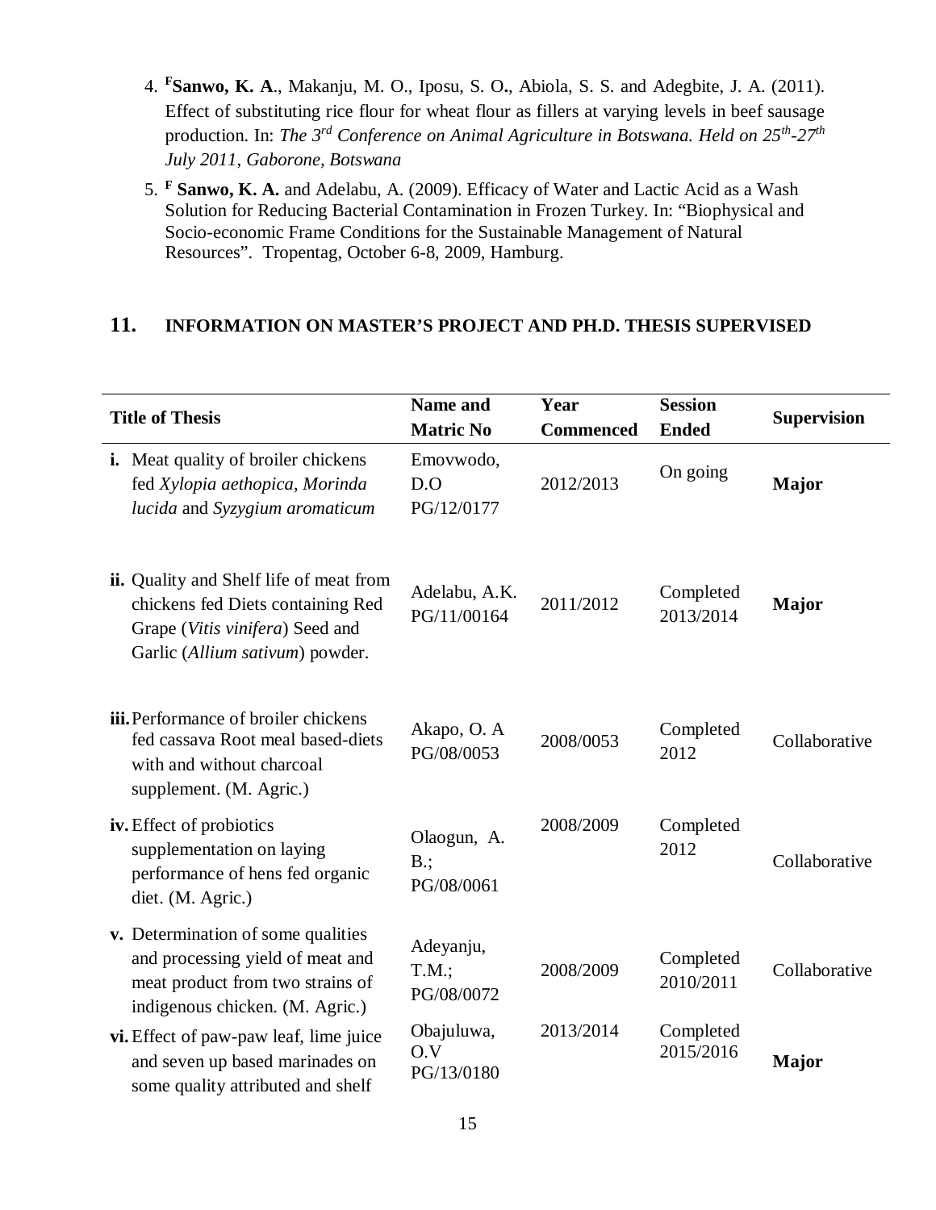4. [F]**Sanwo, K. A**., Makanju, M. O., Iposu, S. O**.**, Abiola, S. S. and Adegbite, J. A. (2011). Effect of substituting rice flour for wheat flour as fillers at varying levels in beef sausage production. In: *The 3rd Conference on Animal Agriculture in Botswana. Held on 25th-27th July 2011, Gaborone, Botswana*

5. [F] **Sanwo, K. A.** and Adelabu, A. (2009). Efficacy of Water and Lactic Acid as a Wash Solution for Reducing Bacterial Contamination in Frozen Turkey. In: "Biophysical and Socio-economic Frame Conditions for the Sustainable Management of Natural Resources". Tropentag, October 6-8, 2009, Hamburg.

## 11. INFORMATION ON MASTER'S PROJECT AND PH.D. THESIS SUPERVISED

| Title of Thesis | Name and Matric No | Year Commenced | Session Ended | Supervision |
|---|---|---|---|---|
| **i.** Meat quality of broiler chickens fed *Xylopia aethopica*, *Morinda lucida* and *Syzygium aromaticum* | Emovwodo, D.O PG/12/0177 | 2012/2013 | On going | **Major** |
| **ii.** Quality and Shelf life of meat from chickens fed Diets containing Red Grape (*Vitis vinifera*) Seed and Garlic (*Allium sativum*) powder. | Adelabu, A.K. PG/11/00164 | 2011/2012 | Completed 2013/2014 | **Major** |
| **iii.** Performance of broiler chickens fed cassava Root meal based-diets with and without charcoal supplement. (M. Agric.) | Akapo, O. A PG/08/0053 | 2008/0053 | Completed 2012 | Collaborative |
| **iv.** Effect of probiotics supplementation on laying performance of hens fed organic diet. (M. Agric.) | Olaogun, A. B.; PG/08/0061 | 2008/2009 | Completed 2012 | Collaborative |
| **v.** Determination of some qualities and processing yield of meat and meat product from two strains of indigenous chicken. (M. Agric.) | Adeyanju, T.M.; PG/08/0072 | 2008/2009 | Completed 2010/2011 | Collaborative |
| **vi.** Effect of paw-paw leaf, lime juice and seven up based marinades on some quality attributed and shelf | Obajuluwa, O.V PG/13/0180 | 2013/2014 | Completed 2015/2016 | **Major** |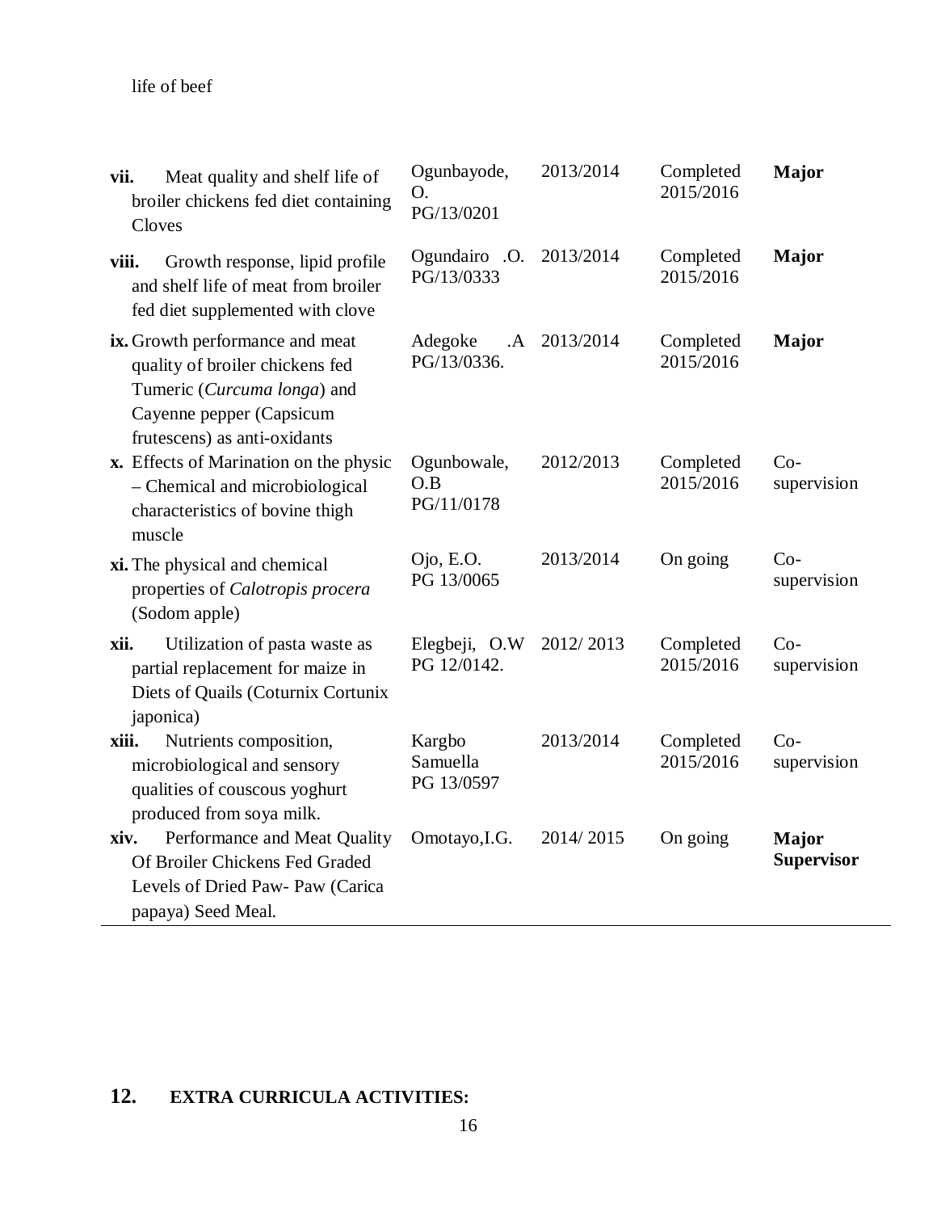life of beef

| | | | | |
|---|---|---|---|---|
| **vii.** Meat quality and shelf life of broiler chickens fed diet containing Cloves | Ogunbayode, O. PG/13/0201 | 2013/2014 | Completed 2015/2016 | **Major** |
| **viii.** Growth response, lipid profile and shelf life of meat from broiler fed diet supplemented with clove | Ogundairo .O. PG/13/0333 | 2013/2014 | Completed 2015/2016 | **Major** |
| **ix.** Growth performance and meat quality of broiler chickens fed Tumeric (*Curcuma longa*) and Cayenne pepper (Capsicum frutescens) as anti-oxidants | Adegoke .A PG/13/0336. | 2013/2014 | Completed 2015/2016 | **Major** |
| **x.** Effects of Marination on the physic – Chemical and microbiological characteristics of bovine thigh muscle | Ogunbowale, O.B PG/11/0178 | 2012/2013 | Completed 2015/2016 | Co-supervision |
| **xi.** The physical and chemical properties of *Calotropis procera* (Sodom apple) | Ojo, E.O. PG 13/0065 | 2013/2014 | On going | Co-supervision |
| **xii.** Utilization of pasta waste as partial replacement for maize in Diets of Quails (Coturnix Cortunix japonica) | Elegbeji, O.W PG 12/0142. | 2012/ 2013 | Completed 2015/2016 | Co-supervision |
| **xiii.** Nutrients composition, microbiological and sensory qualities of couscous yoghurt produced from soya milk. | Kargbo Samuella PG 13/0597 | 2013/2014 | Completed 2015/2016 | Co-supervision |
| **xiv.** Performance and Meat Quality Of Broiler Chickens Fed Graded Levels of Dried Paw- Paw (Carica papaya) Seed Meal. | Omotayo,I.G. | 2014/ 2015 | On going | **Major Supervisor** |

## 12. EXTRA CURRICULA ACTIVITIES: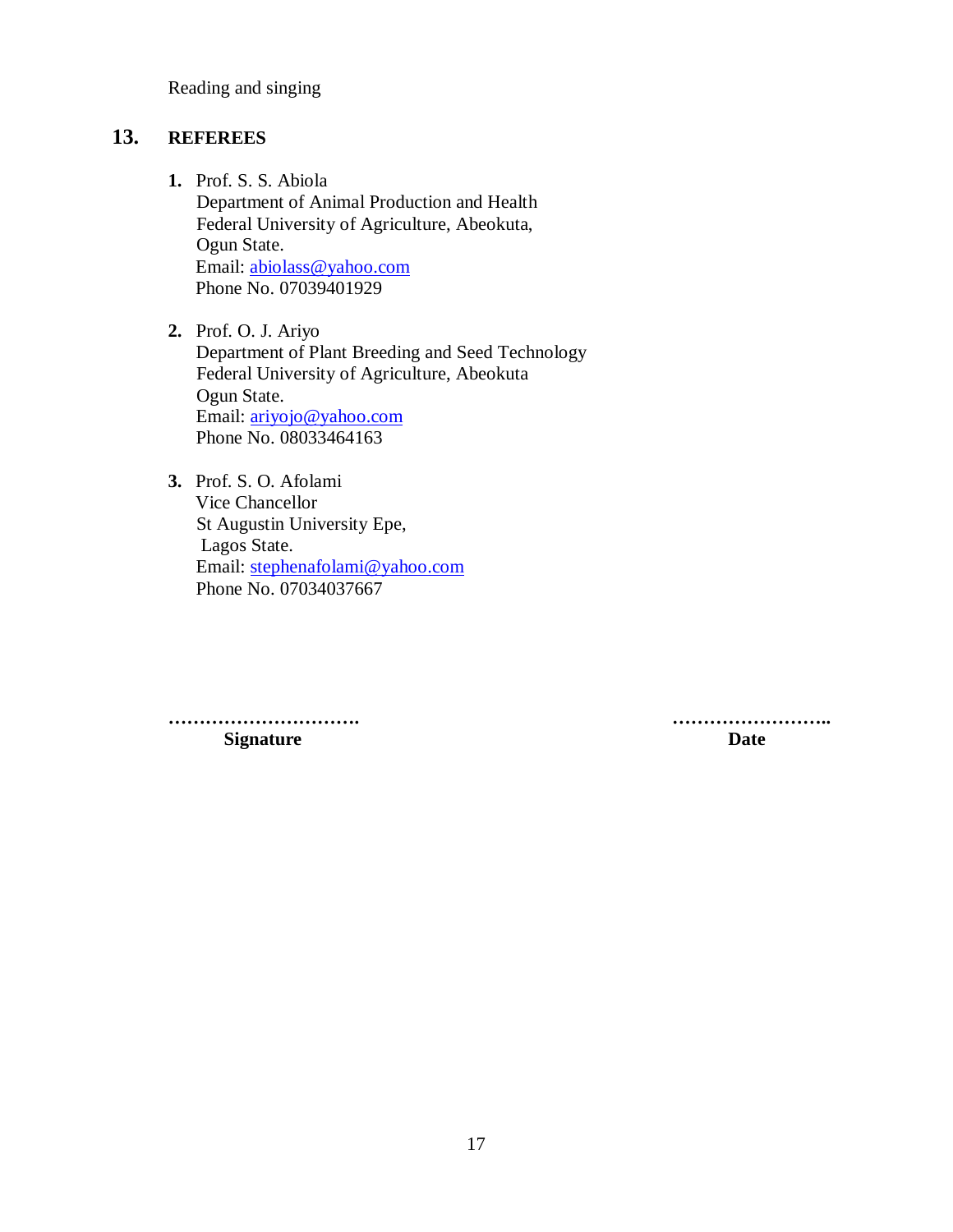Reading and singing

## 13. REFEREES

1. Prof. S. S. Abiola
   Department of Animal Production and Health
   Federal University of Agriculture, Abeokuta,
   Ogun State.
   Email: abiolass@yahoo.com
   Phone No. 07039401929

2. Prof. O. J. Ariyo
   Department of Plant Breeding and Seed Technology
   Federal University of Agriculture, Abeokuta
   Ogun State.
   Email: ariyojo@yahoo.com
   Phone No. 08033464163

3. Prof. S. O. Afolami
   Vice Chancellor
   St Augustin University Epe,
   Lagos State.
   Email: stephenafolami@yahoo.com
   Phone No. 07034037667

**………………………….**                                        **……………………..**
**Signature**                                                            **Date**